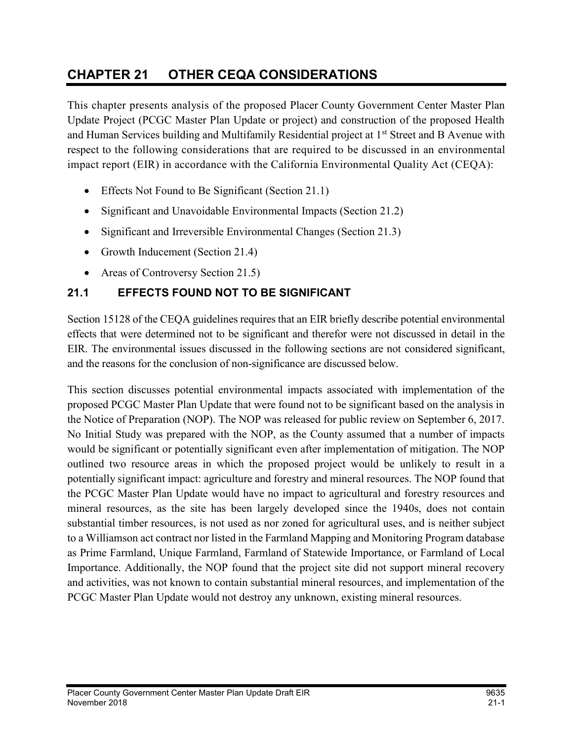# CHAPTER 21 OTHER CEQA CONSIDERATIONS

This chapter presents analysis of the proposed Placer County Government Center Master Plan Update Project (PCGC Master Plan Update or project) and construction of the proposed Health and Human Services building and Multifamily Residential project at 1st Street and B Avenue with respect to the following considerations that are required to be discussed in an environmental impact report (EIR) in accordance with the California Environmental Quality Act (CEQA):

- Effects Not Found to Be Significant (Section 21.1)
- Significant and Unavoidable Environmental Impacts (Section 21.2)
- Significant and Irreversible Environmental Changes (Section 21.3)
- Growth Inducement (Section 21.4)
- Areas of Controversy Section 21.5)

## 21.1 EFFECTS FOUND NOT TO BE SIGNIFICANT

Section 15128 of the CEQA guidelines requires that an EIR briefly describe potential environmental effects that were determined not to be significant and therefor were not discussed in detail in the EIR. The environmental issues discussed in the following sections are not considered significant, and the reasons for the conclusion of non-significance are discussed below.

This section discusses potential environmental impacts associated with implementation of the proposed PCGC Master Plan Update that were found not to be significant based on the analysis in the Notice of Preparation (NOP). The NOP was released for public review on September 6, 2017. No Initial Study was prepared with the NOP, as the County assumed that a number of impacts would be significant or potentially significant even after implementation of mitigation. The NOP outlined two resource areas in which the proposed project would be unlikely to result in a potentially significant impact: agriculture and forestry and mineral resources. The NOP found that the PCGC Master Plan Update would have no impact to agricultural and forestry resources and mineral resources, as the site has been largely developed since the 1940s, does not contain substantial timber resources, is not used as nor zoned for agricultural uses, and is neither subject to a Williamson act contract nor listed in the Farmland Mapping and Monitoring Program database as Prime Farmland, Unique Farmland, Farmland of Statewide Importance, or Farmland of Local Importance. Additionally, the NOP found that the project site did not support mineral recovery and activities, was not known to contain substantial mineral resources, and implementation of the PCGC Master Plan Update would not destroy any unknown, existing mineral resources.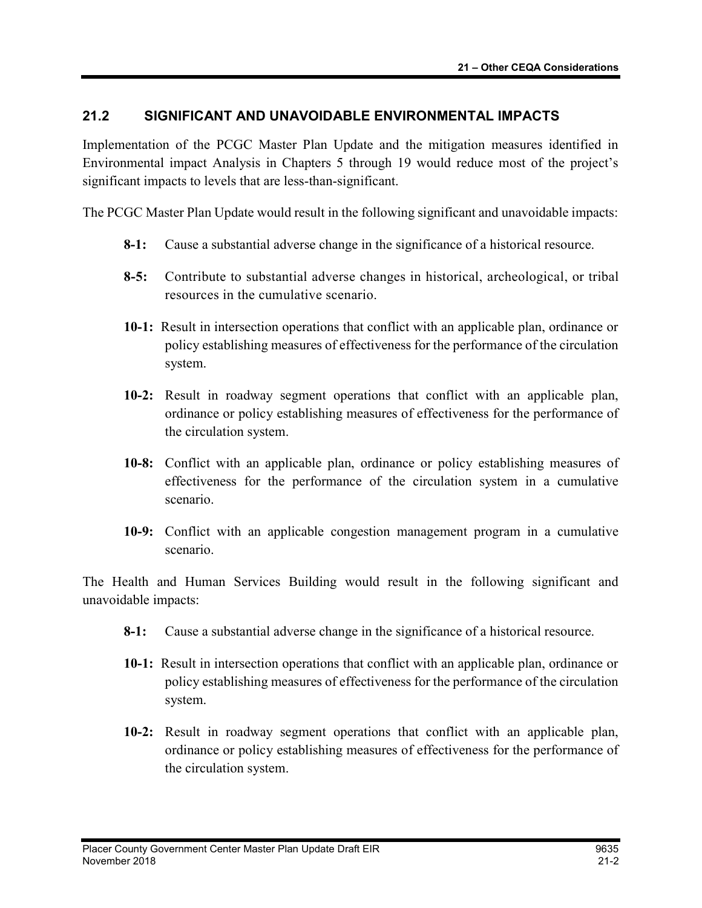## 21.2 SIGNIFICANT AND UNAVOIDABLE ENVIRONMENTAL IMPACTS

Implementation of the PCGC Master Plan Update and the mitigation measures identified in Environmental impact Analysis in Chapters 5 through 19 would reduce most of the project's significant impacts to levels that are less-than-significant.

The PCGC Master Plan Update would result in the following significant and unavoidable impacts:

**8-1:** Cause a substantial adverse change in the significance of a historical resource.

**8-5:** Contribute to substantial adverse changes in historical, archeological, or tribal resources in the cumulative scenario.

**10-1:** Result in intersection operations that conflict with an applicable plan, ordinance or policy establishing measures of effectiveness for the performance of the circulation system.

**10-2:** Result in roadway segment operations that conflict with an applicable plan, ordinance or policy establishing measures of effectiveness for the performance of the circulation system.

**10-8:** Conflict with an applicable plan, ordinance or policy establishing measures of effectiveness for the performance of the circulation system in a cumulative scenario.

**10-9:** Conflict with an applicable congestion management program in a cumulative scenario.

The Health and Human Services Building would result in the following significant and unavoidable impacts:

**8-1:** Cause a substantial adverse change in the significance of a historical resource.

**10-1:** Result in intersection operations that conflict with an applicable plan, ordinance or policy establishing measures of effectiveness for the performance of the circulation system.

**10-2:** Result in roadway segment operations that conflict with an applicable plan, ordinance or policy establishing measures of effectiveness for the performance of the circulation system.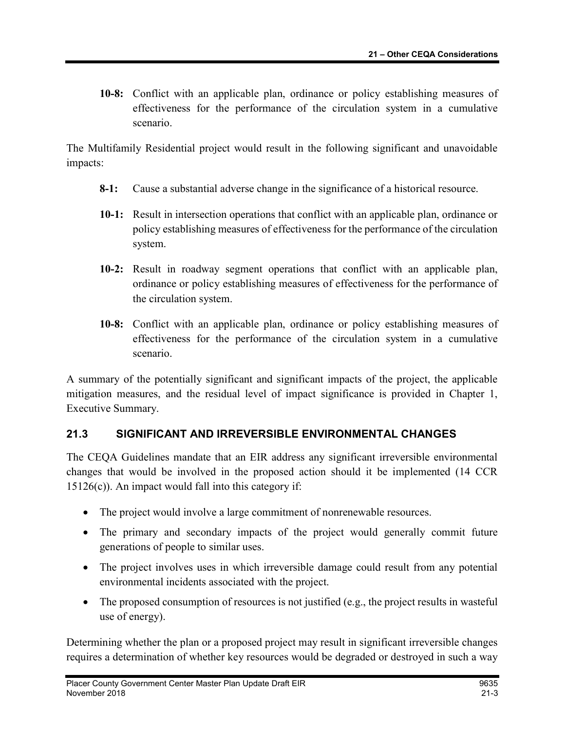**10-8:** Conflict with an applicable plan, ordinance or policy establishing measures of effectiveness for the performance of the circulation system in a cumulative scenario.

The Multifamily Residential project would result in the following significant and unavoidable impacts:

**8-1:** Cause a substantial adverse change in the significance of a historical resource.

**10-1:** Result in intersection operations that conflict with an applicable plan, ordinance or policy establishing measures of effectiveness for the performance of the circulation system.

**10-2:** Result in roadway segment operations that conflict with an applicable plan, ordinance or policy establishing measures of effectiveness for the performance of the circulation system.

**10-8:** Conflict with an applicable plan, ordinance or policy establishing measures of effectiveness for the performance of the circulation system in a cumulative scenario.

A summary of the potentially significant and significant impacts of the project, the applicable mitigation measures, and the residual level of impact significance is provided in Chapter 1, Executive Summary.

## 21.3 SIGNIFICANT AND IRREVERSIBLE ENVIRONMENTAL CHANGES

The CEQA Guidelines mandate that an EIR address any significant irreversible environmental changes that would be involved in the proposed action should it be implemented (14 CCR 15126(c)). An impact would fall into this category if:

- The project would involve a large commitment of nonrenewable resources.
- The primary and secondary impacts of the project would generally commit future generations of people to similar uses.
- The project involves uses in which irreversible damage could result from any potential environmental incidents associated with the project.
- The proposed consumption of resources is not justified (e.g., the project results in wasteful use of energy).

Determining whether the plan or a proposed project may result in significant irreversible changes requires a determination of whether key resources would be degraded or destroyed in such a way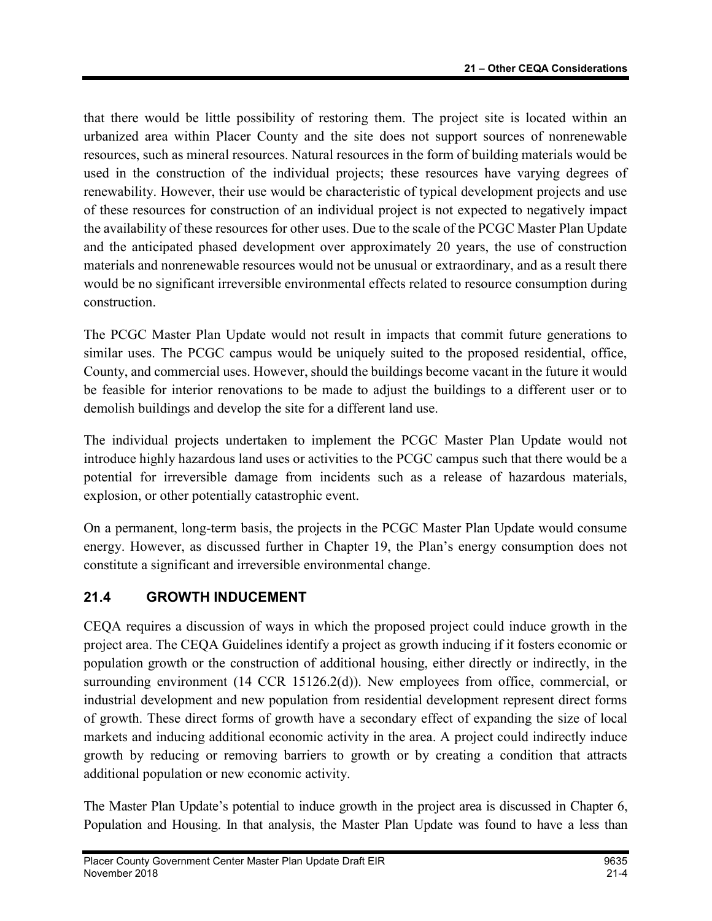that there would be little possibility of restoring them. The project site is located within an urbanized area within Placer County and the site does not support sources of nonrenewable resources, such as mineral resources. Natural resources in the form of building materials would be used in the construction of the individual projects; these resources have varying degrees of renewability. However, their use would be characteristic of typical development projects and use of these resources for construction of an individual project is not expected to negatively impact the availability of these resources for other uses. Due to the scale of the PCGC Master Plan Update and the anticipated phased development over approximately 20 years, the use of construction materials and nonrenewable resources would not be unusual or extraordinary, and as a result there would be no significant irreversible environmental effects related to resource consumption during construction.

The PCGC Master Plan Update would not result in impacts that commit future generations to similar uses. The PCGC campus would be uniquely suited to the proposed residential, office, County, and commercial uses. However, should the buildings become vacant in the future it would be feasible for interior renovations to be made to adjust the buildings to a different user or to demolish buildings and develop the site for a different land use.

The individual projects undertaken to implement the PCGC Master Plan Update would not introduce highly hazardous land uses or activities to the PCGC campus such that there would be a potential for irreversible damage from incidents such as a release of hazardous materials, explosion, or other potentially catastrophic event.

On a permanent, long-term basis, the projects in the PCGC Master Plan Update would consume energy. However, as discussed further in Chapter 19, the Plan's energy consumption does not constitute a significant and irreversible environmental change.

## 21.4 GROWTH INDUCEMENT

CEQA requires a discussion of ways in which the proposed project could induce growth in the project area. The CEQA Guidelines identify a project as growth inducing if it fosters economic or population growth or the construction of additional housing, either directly or indirectly, in the surrounding environment (14 CCR 15126.2(d)). New employees from office, commercial, or industrial development and new population from residential development represent direct forms of growth. These direct forms of growth have a secondary effect of expanding the size of local markets and inducing additional economic activity in the area. A project could indirectly induce growth by reducing or removing barriers to growth or by creating a condition that attracts additional population or new economic activity.

The Master Plan Update's potential to induce growth in the project area is discussed in Chapter 6, Population and Housing. In that analysis, the Master Plan Update was found to have a less than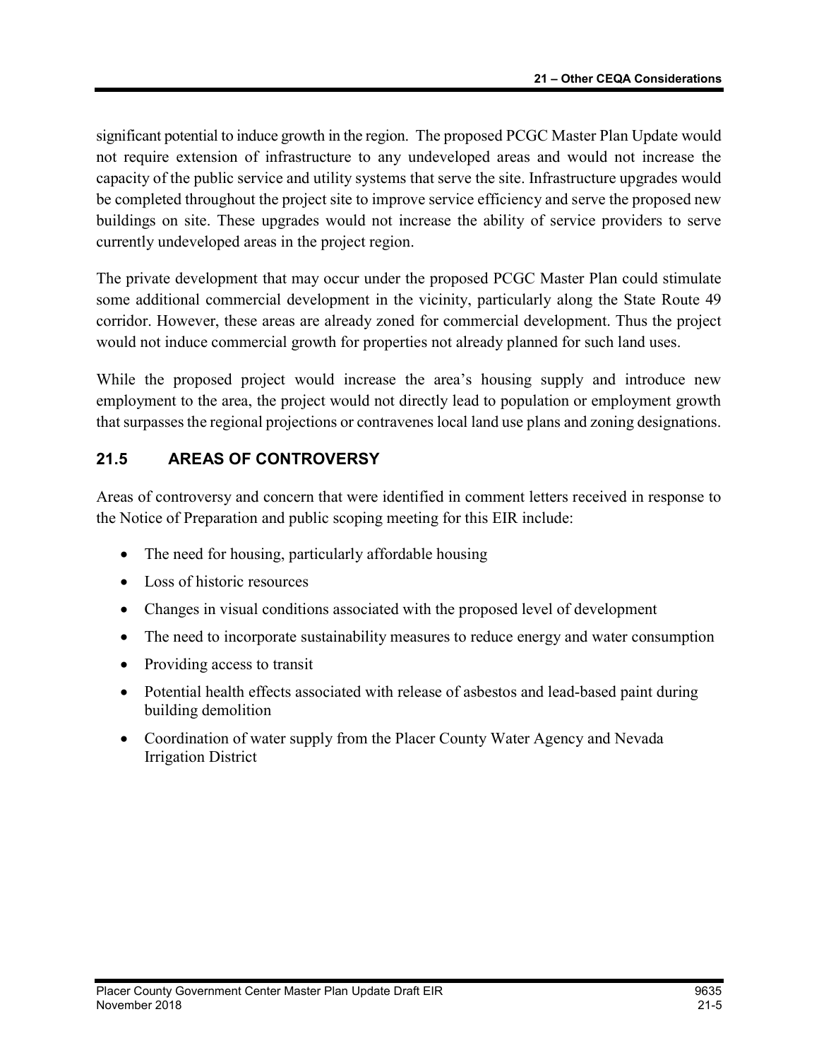significant potential to induce growth in the region. The proposed PCGC Master Plan Update would not require extension of infrastructure to any undeveloped areas and would not increase the capacity of the public service and utility systems that serve the site. Infrastructure upgrades would be completed throughout the project site to improve service efficiency and serve the proposed new buildings on site. These upgrades would not increase the ability of service providers to serve currently undeveloped areas in the project region.

The private development that may occur under the proposed PCGC Master Plan could stimulate some additional commercial development in the vicinity, particularly along the State Route 49 corridor. However, these areas are already zoned for commercial development. Thus the project would not induce commercial growth for properties not already planned for such land uses.

While the proposed project would increase the area's housing supply and introduce new employment to the area, the project would not directly lead to population or employment growth that surpasses the regional projections or contravenes local land use plans and zoning designations.

## 21.5 AREAS OF CONTROVERSY

Areas of controversy and concern that were identified in comment letters received in response to the Notice of Preparation and public scoping meeting for this EIR include:

- The need for housing, particularly affordable housing
- Loss of historic resources
- Changes in visual conditions associated with the proposed level of development
- The need to incorporate sustainability measures to reduce energy and water consumption
- Providing access to transit
- Potential health effects associated with release of asbestos and lead-based paint during building demolition
- Coordination of water supply from the Placer County Water Agency and Nevada Irrigation District